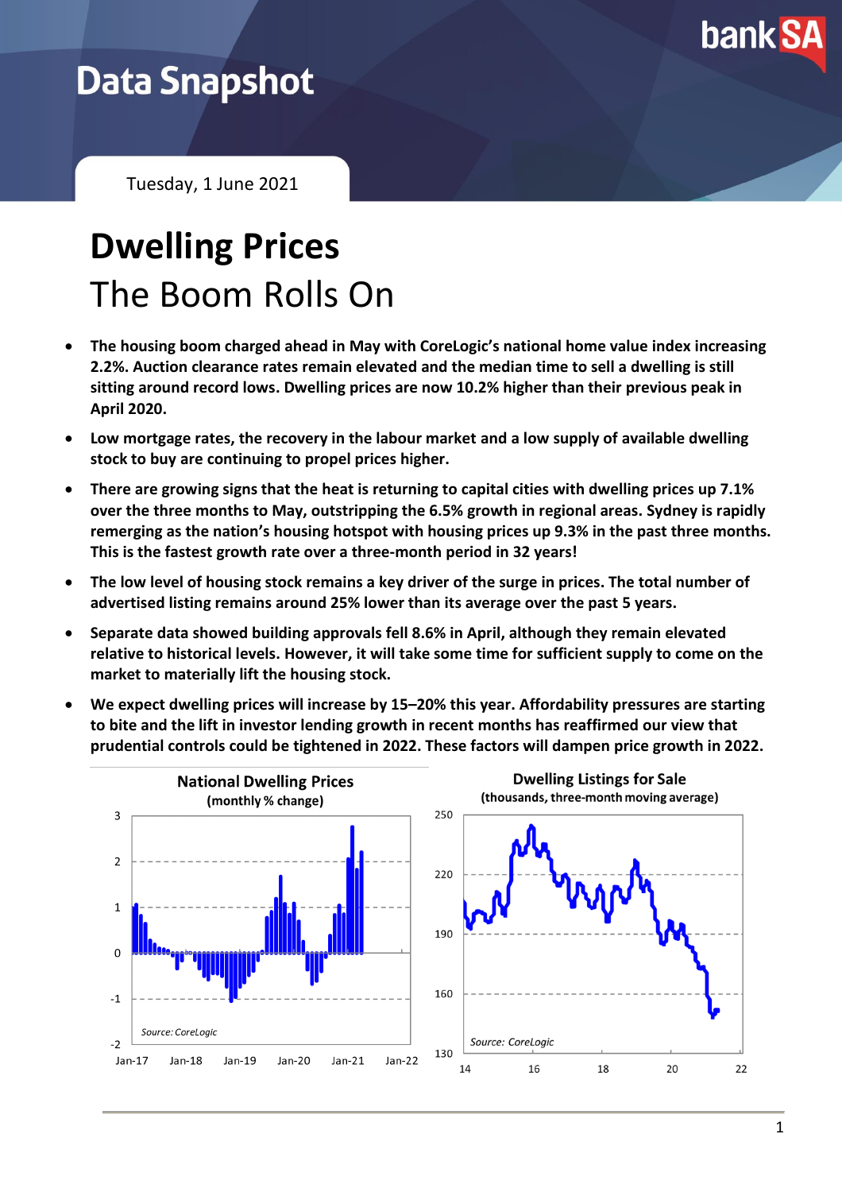Data Snapshot

Tuesday, 1 June 2021

# Dwelling Prices

## The Boom Rolls On

- **The housing boom charged ahead in May with CoreLogic's national home value index increasing 2.2%. Auction clearance rates remain elevated and the median time to sell a dwelling is still sitting around record lows. Dwelling prices are now 10.2% higher than their previous peak in April 2020.**
- **Low mortgage rates, the recovery in the labour market and a low supply of available dwelling stock to buy are continuing to propel prices higher.**
- **There are growing signs that the heat is returning to capital cities with dwelling prices up 7.1% over the three months to May, outstripping the 6.5% growth in regional areas. Sydney is rapidly remerging as the nation's housing hotspot with housing prices up 9.3% in the past three months. This is the fastest growth rate over a three-month period in 32 years!**
- **The low level of housing stock remains a key driver of the surge in prices. The total number of advertised listing remains around 25% lower than its average over the past 5 years.**
- **Separate data showed building approvals fell 8.6% in April, although they remain elevated relative to historical levels. However, it will take some time for sufficient supply to come on the market to materially lift the housing stock.**
- **We expect dwelling prices will increase by 15–20% this year. Affordability pressures are starting to bite and the lift in investor lending growth in recent months has reaffirmed our view that prudential controls could be tightened in 2022. These factors will dampen price growth in 2022.**

**National Dwelling Prices**
**(monthly % change)**

Source: CoreLogic

**Dwelling Listings for Sale**
**(thousands, three-month moving average)**

Source: CoreLogic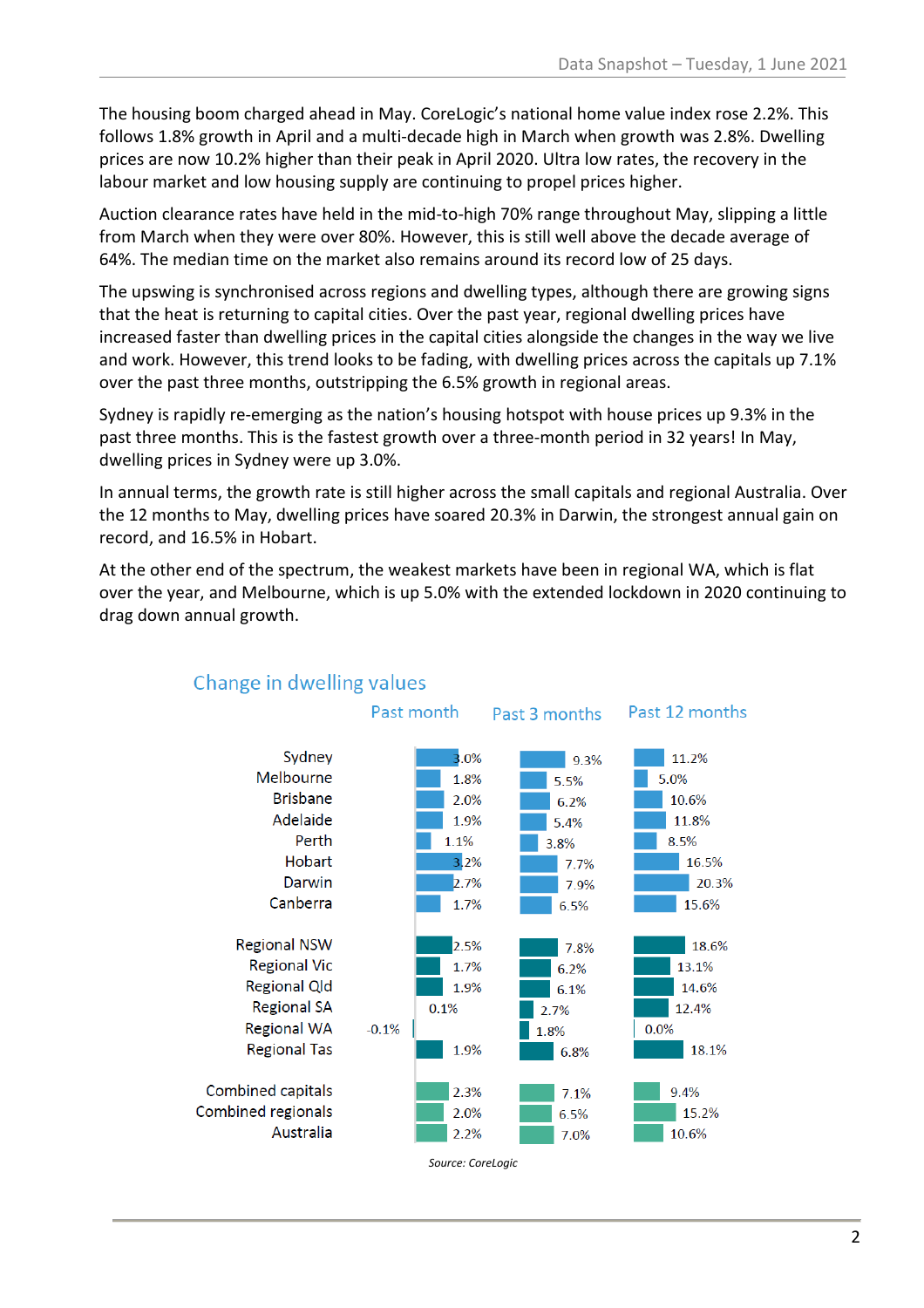The housing boom charged ahead in May. CoreLogic's national home value index rose 2.2%. This follows 1.8% growth in April and a multi-decade high in March when growth was 2.8%. Dwelling prices are now 10.2% higher than their peak in April 2020. Ultra low rates, the recovery in the labour market and low housing supply are continuing to propel prices higher.

Auction clearance rates have held in the mid-to-high 70% range throughout May, slipping a little from March when they were over 80%. However, this is still well above the decade average of 64%. The median time on the market also remains around its record low of 25 days.

The upswing is synchronised across regions and dwelling types, although there are growing signs that the heat is returning to capital cities. Over the past year, regional dwelling prices have increased faster than dwelling prices in the capital cities alongside the changes in the way we live and work. However, this trend looks to be fading, with dwelling prices across the capitals up 7.1% over the past three months, outstripping the 6.5% growth in regional areas.

Sydney is rapidly re-emerging as the nation's housing hotspot with house prices up 9.3% in the past three months. This is the fastest growth over a three-month period in 32 years! In May, dwelling prices in Sydney were up 3.0%.

In annual terms, the growth rate is still higher across the small capitals and regional Australia. Over the 12 months to May, dwelling prices have soared 20.3% in Darwin, the strongest annual gain on record, and 16.5% in Hobart.

At the other end of the spectrum, the weakest markets have been in regional WA, which is flat over the year, and Melbourne, which is up 5.0% with the extended lockdown in 2020 continuing to drag down annual growth.

## Change in dwelling values

| | Past month | Past 3 months | Past 12 months |
|---|---|---|---|
| Sydney | 3.0% | 9.3% | 11.2% |
| Melbourne | 1.8% | 5.5% | 5.0% |
| Brisbane | 2.0% | 6.2% | 10.6% |
| Adelaide | 1.9% | 5.4% | 11.8% |
| Perth | 1.1% | 3.8% | 8.5% |
| Hobart | 3.2% | 7.7% | 16.5% |
| Darwin | 2.7% | 7.9% | 20.3% |
| Canberra | 1.7% | 6.5% | 15.6% |
| Regional NSW | 2.5% | 7.8% | 18.6% |
| Regional Vic | 1.7% | 6.2% | 13.1% |
| Regional Qld | 1.9% | 6.1% | 14.6% |
| Regional SA | 0.1% | 2.7% | 12.4% |
| Regional WA | -0.1% | 1.8% | 0.0% |
| Regional Tas | 1.9% | 6.8% | 18.1% |
| Combined capitals | 2.3% | 7.1% | 9.4% |
| Combined regionals | 2.0% | 6.5% | 15.2% |
| Australia | 2.2% | 7.0% | 10.6% |

*Source: CoreLogic*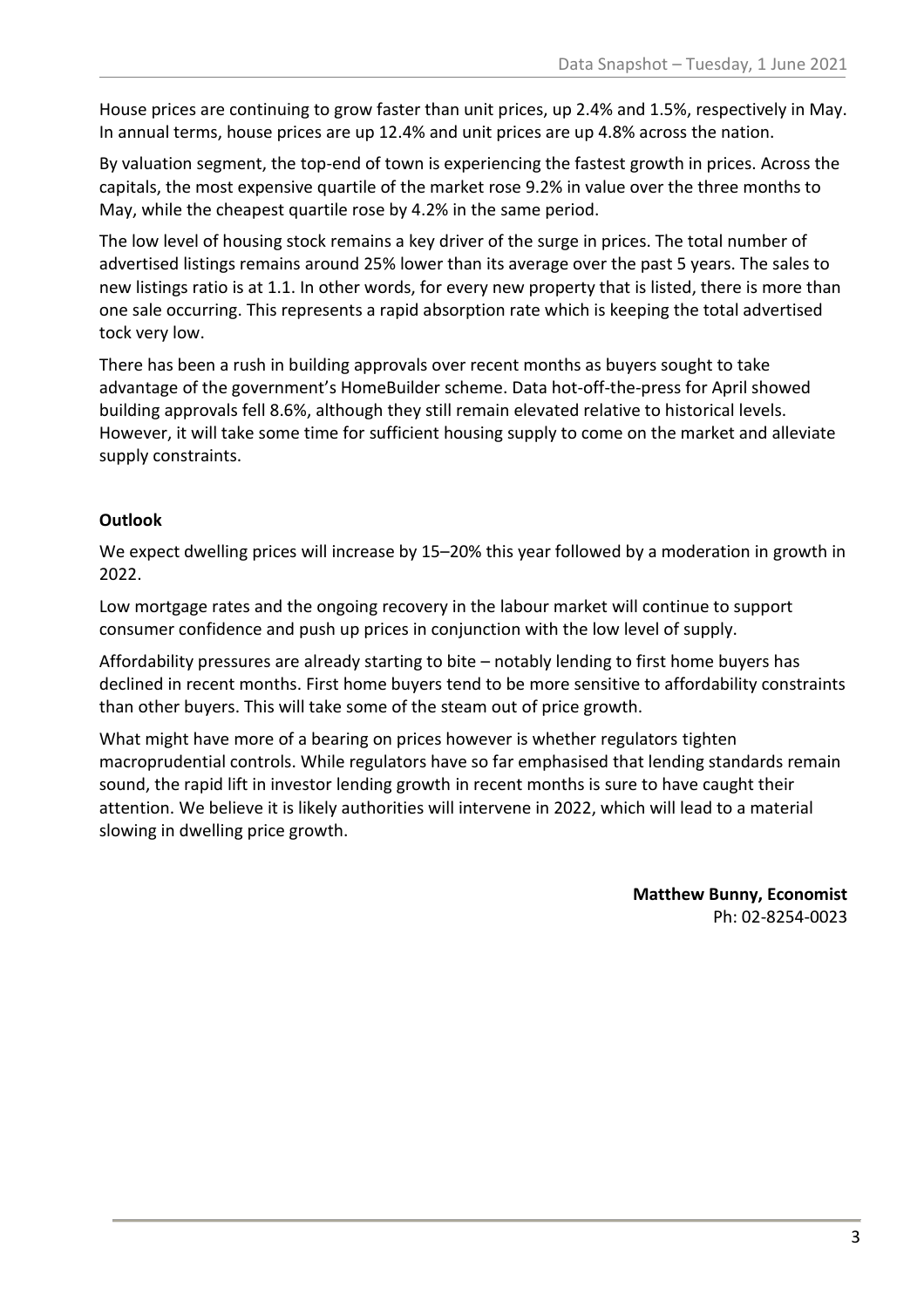House prices are continuing to grow faster than unit prices, up 2.4% and 1.5%, respectively in May. In annual terms, house prices are up 12.4% and unit prices are up 4.8% across the nation.

By valuation segment, the top-end of town is experiencing the fastest growth in prices. Across the capitals, the most expensive quartile of the market rose 9.2% in value over the three months to May, while the cheapest quartile rose by 4.2% in the same period.

The low level of housing stock remains a key driver of the surge in prices. The total number of advertised listings remains around 25% lower than its average over the past 5 years. The sales to new listings ratio is at 1.1. In other words, for every new property that is listed, there is more than one sale occurring. This represents a rapid absorption rate which is keeping the total advertised tock very low.

There has been a rush in building approvals over recent months as buyers sought to take advantage of the government's HomeBuilder scheme. Data hot-off-the-press for April showed building approvals fell 8.6%, although they still remain elevated relative to historical levels. However, it will take some time for sufficient housing supply to come on the market and alleviate supply constraints.

**Outlook**

We expect dwelling prices will increase by 15–20% this year followed by a moderation in growth in 2022.

Low mortgage rates and the ongoing recovery in the labour market will continue to support consumer confidence and push up prices in conjunction with the low level of supply.

Affordability pressures are already starting to bite – notably lending to first home buyers has declined in recent months. First home buyers tend to be more sensitive to affordability constraints than other buyers. This will take some of the steam out of price growth.

What might have more of a bearing on prices however is whether regulators tighten macroprudential controls. While regulators have so far emphasised that lending standards remain sound, the rapid lift in investor lending growth in recent months is sure to have caught their attention. We believe it is likely authorities will intervene in 2022, which will lead to a material slowing in dwelling price growth.

**Matthew Bunny, Economist**
Ph: 02-8254-0023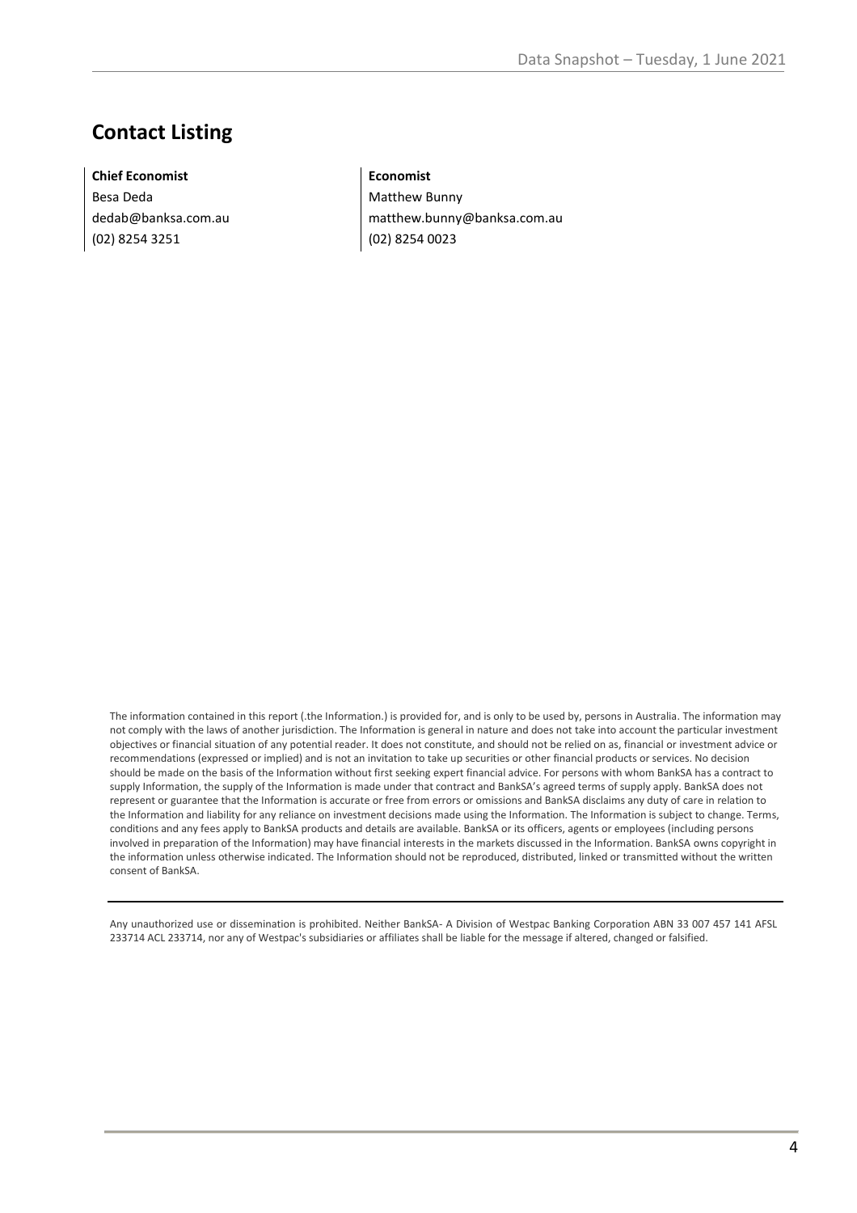## Contact Listing

**Chief Economist**
Besa Deda
dedab@banksa.com.au
(02) 8254 3251

**Economist**
Matthew Bunny
matthew.bunny@banksa.com.au
(02) 8254 0023

The information contained in this report (.the Information.) is provided for, and is only to be used by, persons in Australia. The information may not comply with the laws of another jurisdiction. The Information is general in nature and does not take into account the particular investment objectives or financial situation of any potential reader. It does not constitute, and should not be relied on as, financial or investment advice or recommendations (expressed or implied) and is not an invitation to take up securities or other financial products or services. No decision should be made on the basis of the Information without first seeking expert financial advice. For persons with whom BankSA has a contract to supply Information, the supply of the Information is made under that contract and BankSA's agreed terms of supply apply. BankSA does not represent or guarantee that the Information is accurate or free from errors or omissions and BankSA disclaims any duty of care in relation to the Information and liability for any reliance on investment decisions made using the Information. The Information is subject to change. Terms, conditions and any fees apply to BankSA products and details are available. BankSA or its officers, agents or employees (including persons involved in preparation of the Information) may have financial interests in the markets discussed in the Information. BankSA owns copyright in the information unless otherwise indicated. The Information should not be reproduced, distributed, linked or transmitted without the written consent of BankSA.

---

Any unauthorized use or dissemination is prohibited. Neither BankSA- A Division of Westpac Banking Corporation ABN 33 007 457 141 AFSL 233714 ACL 233714, nor any of Westpac's subsidiaries or affiliates shall be liable for the message if altered, changed or falsified.